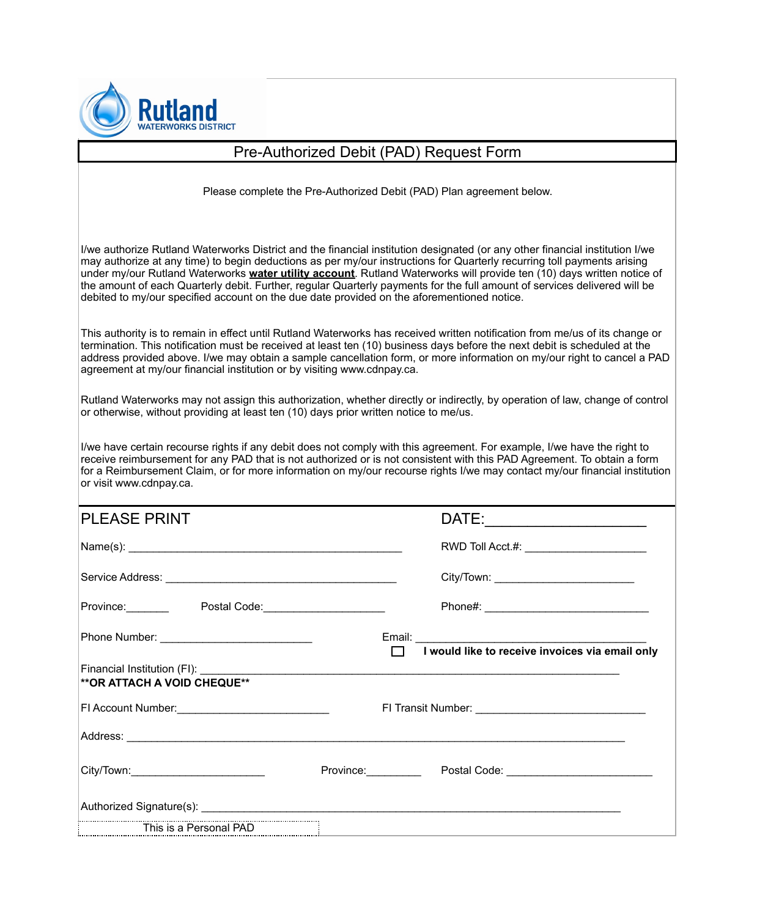Rutland
WATERWORKS DISTRICT

# Pre-Authorized Debit (PAD) Request Form

Please complete the Pre-Authorized Debit (PAD) Plan agreement below.

I/we authorize Rutland Waterworks District and the financial institution designated (or any other financial institution I/we may authorize at any time) to begin deductions as per my/our instructions for Quarterly recurring toll payments arising under my/our Rutland Waterworks **water utility account**. Rutland Waterworks will provide ten (10) days written notice of the amount of each Quarterly debit. Further, regular Quarterly payments for the full amount of services delivered will be debited to my/our specified account on the due date provided on the aforementioned notice.

This authority is to remain in effect until Rutland Waterworks has received written notification from me/us of its change or termination. This notification must be received at least ten (10) business days before the next debit is scheduled at the address provided above. I/we may obtain a sample cancellation form, or more information on my/our right to cancel a PAD agreement at my/our financial institution or by visiting www.cdnpay.ca.

Rutland Waterworks may not assign this authorization, whether directly or indirectly, by operation of law, change of control or otherwise, without providing at least ten (10) days prior written notice to me/us.

I/we have certain recourse rights if any debit does not comply with this agreement. For example, I/we have the right to receive reimbursement for any PAD that is not authorized or is not consistent with this PAD Agreement. To obtain a form for a Reimbursement Claim, or for more information on my/our recourse rights I/we may contact my/our financial institution or visit www.cdnpay.ca.

PLEASE PRINT

DATE: ___________________

Name(s): _____________________________________________

RWD Toll Acct.#: ____________________

Service Address: ______________________________________

City/Town: ______________________

Province: _______ Postal Code: ____________________

Phone#: __________________________

Phone Number: _________________________

Email: ________________________________________

☐ **I would like to receive invoices via email only**

Financial Institution (FI): ______________________________________________________________________

****OR ATTACH A VOID CHEQUE****

FI Account Number: _________________________

FI Transit Number: ___________________________

Address: _____________________________________________________________________________________

City/Town: ______________________ Province: _________ Postal Code: ________________________

Authorized Signature(s): ______________________________________________________________________

This is a Personal PAD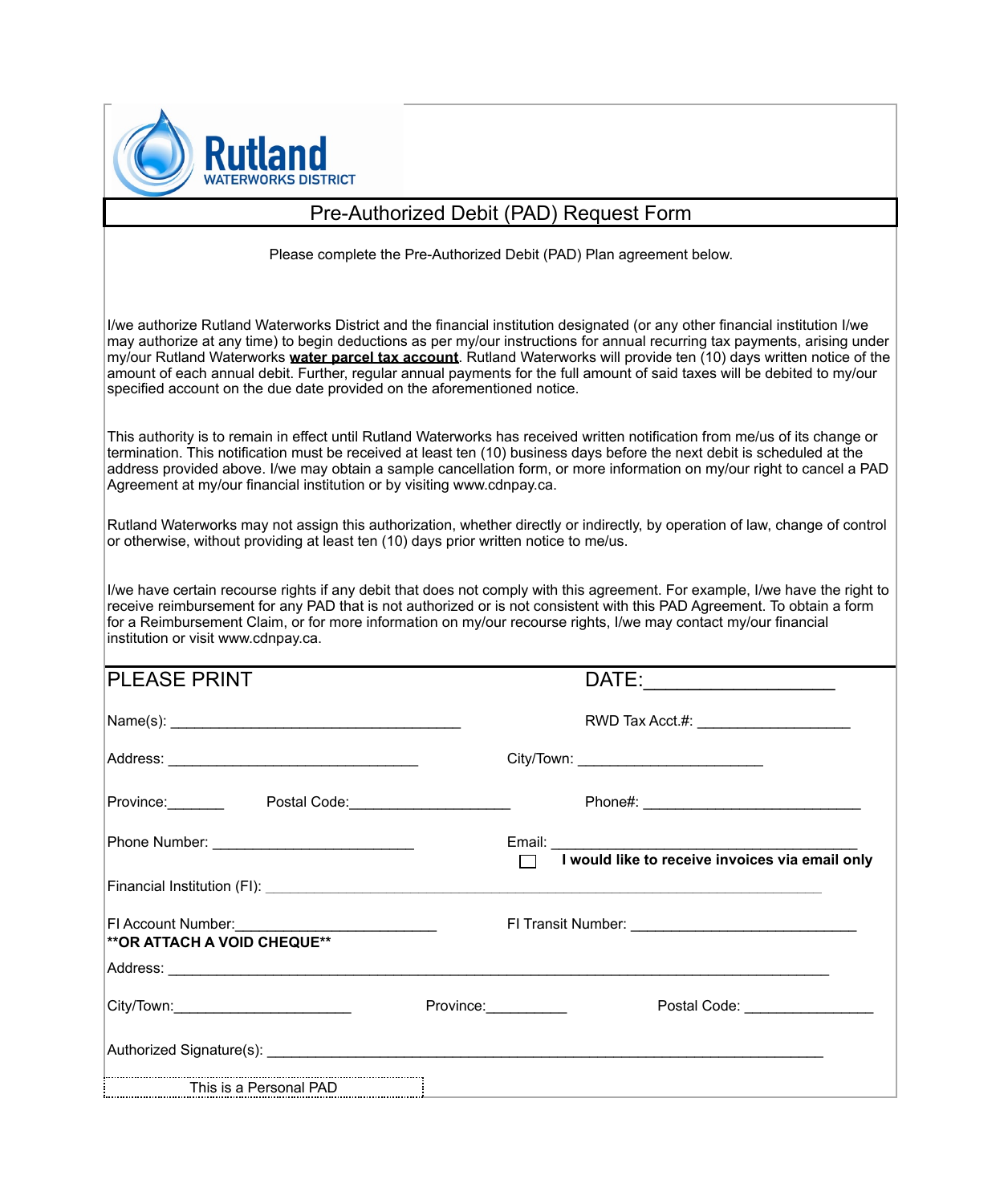Rutland
WATERWORKS DISTRICT

# Pre-Authorized Debit (PAD) Request Form

Please complete the Pre-Authorized Debit (PAD) Plan agreement below.

I/we authorize Rutland Waterworks District and the financial institution designated (or any other financial institution I/we may authorize at any time) to begin deductions as per my/our instructions for annual recurring tax payments, arising under my/our Rutland Waterworks **water parcel tax account**. Rutland Waterworks will provide ten (10) days written notice of the amount of each annual debit. Further, regular annual payments for the full amount of said taxes will be debited to my/our specified account on the due date provided on the aforementioned notice.

This authority is to remain in effect until Rutland Waterworks has received written notification from me/us of its change or termination. This notification must be received at least ten (10) business days before the next debit is scheduled at the address provided above. I/we may obtain a sample cancellation form, or more information on my/our right to cancel a PAD Agreement at my/our financial institution or by visiting www.cdnpay.ca.

Rutland Waterworks may not assign this authorization, whether directly or indirectly, by operation of law, change of control or otherwise, without providing at least ten (10) days prior written notice to me/us.

I/we have certain recourse rights if any debit that does not comply with this agreement. For example, I/we have the right to receive reimbursement for any PAD that is not authorized or is not consistent with this PAD Agreement. To obtain a form for a Reimbursement Claim, or for more information on my/our recourse rights, I/we may contact my/our financial institution or visit www.cdnpay.ca.

PLEASE PRINT DATE:__________________

Name(s): ____________________________________ RWD Tax Acct.#: ___________________

Address: ________________________________ City/Town: _______________________

Province:_______ Postal Code:____________________ Phone#: ___________________________

Phone Number: _________________________ Email: ______________________________________

☐ **I would like to receive invoices via email only**

Financial Institution (FI): ______________________________________________________________________

FI Account Number:_________________________ FI Transit Number: ____________________________

****OR ATTACH A VOID CHEQUE****

Address: ____________________________________________________________________________________

City/Town:______________________ Province:__________ Postal Code: ________________

Authorized Signature(s): ______________________________________________________________________

This is a Personal PAD